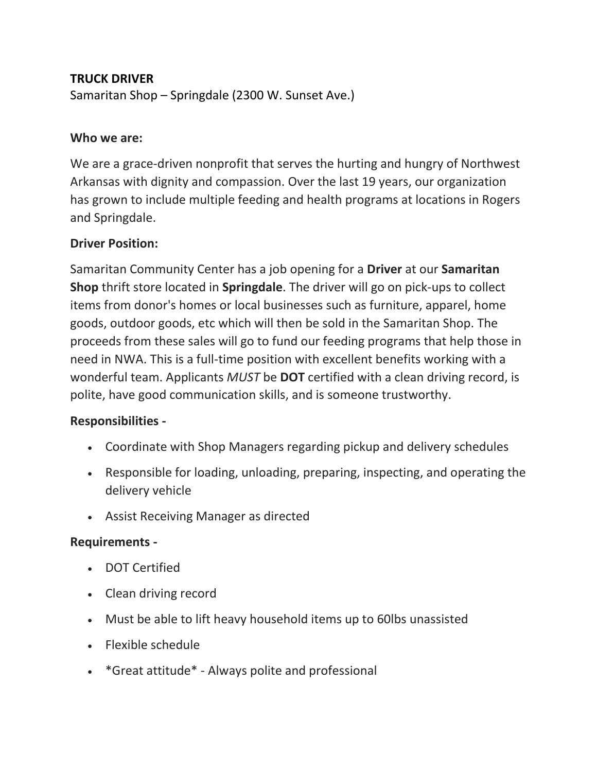**TRUCK DRIVER**
Samaritan Shop – Springdale (2300 W. Sunset Ave.)

**Who we are:**

We are a grace-driven nonprofit that serves the hurting and hungry of Northwest Arkansas with dignity and compassion. Over the last 19 years, our organization has grown to include multiple feeding and health programs at locations in Rogers and Springdale.

**Driver Position:**

Samaritan Community Center has a job opening for a **Driver** at our **Samaritan Shop** thrift store located in **Springdale**. The driver will go on pick-ups to collect items from donor's homes or local businesses such as furniture, apparel, home goods, outdoor goods, etc which will then be sold in the Samaritan Shop. The proceeds from these sales will go to fund our feeding programs that help those in need in NWA. This is a full-time position with excellent benefits working with a wonderful team. Applicants *MUST* be **DOT** certified with a clean driving record, is polite, have good communication skills, and is someone trustworthy.

**Responsibilities -**

- Coordinate with Shop Managers regarding pickup and delivery schedules
- Responsible for loading, unloading, preparing, inspecting, and operating the delivery vehicle
- Assist Receiving Manager as directed

**Requirements -**

- DOT Certified
- Clean driving record
- Must be able to lift heavy household items up to 60lbs unassisted
- Flexible schedule
- *Great attitude* - Always polite and professional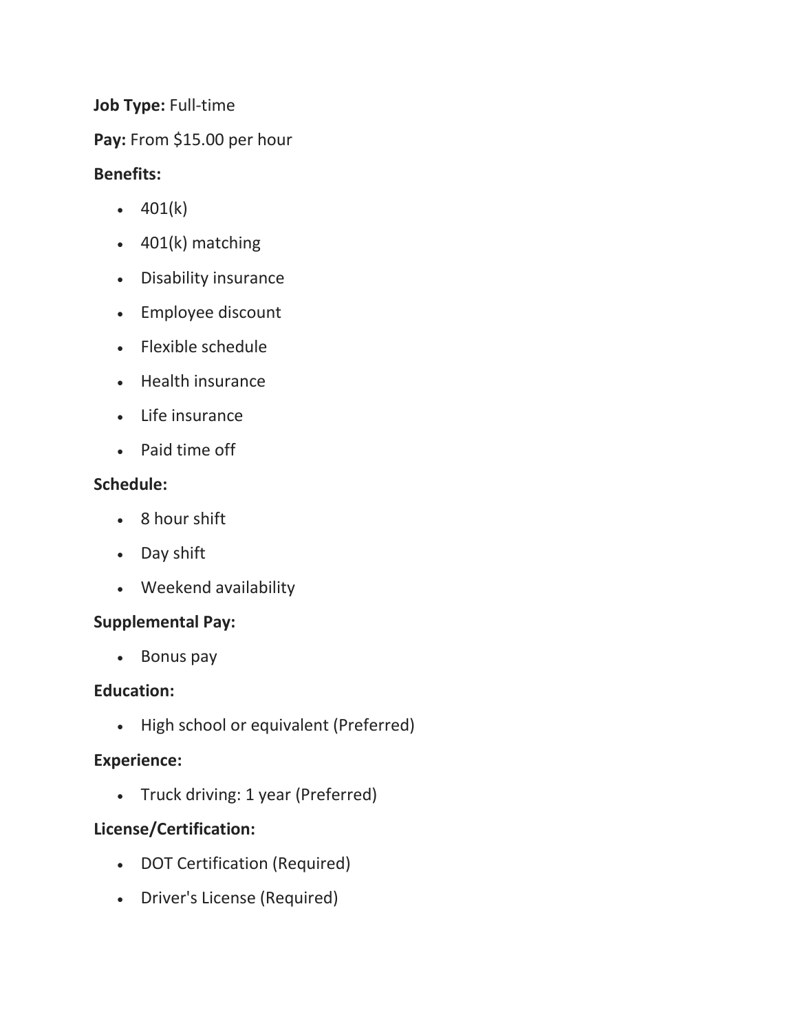**Job Type:** Full-time

**Pay:** From $15.00 per hour

**Benefits:**

- 401(k)
- 401(k) matching
- Disability insurance
- Employee discount
- Flexible schedule
- Health insurance
- Life insurance
- Paid time off

**Schedule:**

- 8 hour shift
- Day shift
- Weekend availability

**Supplemental Pay:**

- Bonus pay

**Education:**

- High school or equivalent (Preferred)

**Experience:**

- Truck driving: 1 year (Preferred)

**License/Certification:**

- DOT Certification (Required)
- Driver's License (Required)